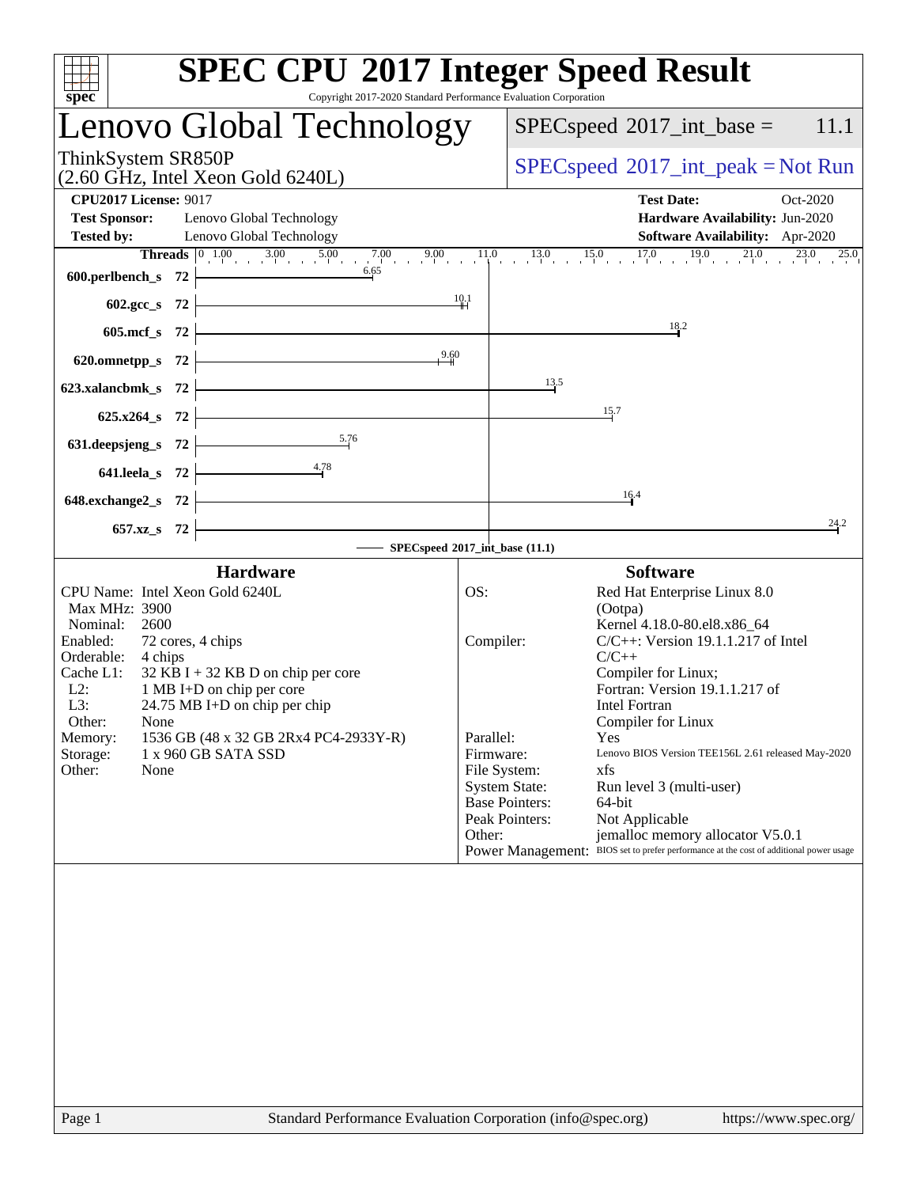# SPEC CPU 2017 Integer Speed Result

Copyright 2017-2020 Standard Performance Evaluation Corporation

## Lenovo Global Technology

ThinkSystem SR850P
(2.60 GHz, Intel Xeon Gold 6240L)

SPECspeed 2017_int_base = 11.1

SPECspeed 2017_int_peak = Not Run

| | | | |
|---|---|---|---|
| **CPU2017 License:** | 9017 | **Test Date:** | Oct-2020 |
| **Test Sponsor:** | Lenovo Global Technology | **Hardware Availability:** | Jun-2020 |
| **Tested by:** | Lenovo Global Technology | **Software Availability:** | Apr-2020 |

| Benchmark | Threads | Base Ratio |
|---|---|---|
| 600.perlbench_s | 72 | 6.65 |
| 602.gcc_s | 72 | 10.1 |
| 605.mcf_s | 72 | 18.2 |
| 620.omnetpp_s | 72 | 9.60 |
| 623.xalancbmk_s | 72 | 13.5 |
| 625.x264_s | 72 | 15.7 |
| 631.deepsjeng_s | 72 | 5.76 |
| 641.leela_s | 72 | 4.78 |
| 648.exchange2_s | 72 | 16.4 |
| 657.xz_s | 72 | 24.2 |

SPECspeed 2017_int_base (11.1)

### Hardware

- CPU Name: Intel Xeon Gold 6240L
- Max MHz: 3900
- Nominal: 2600
- Enabled: 72 cores, 4 chips
- Orderable: 4 chips
- Cache L1: 32 KB I + 32 KB D on chip per core
- L2: 1 MB I+D on chip per core
- L3: 24.75 MB I+D on chip per chip
- Other: None
- Memory: 1536 GB (48 x 32 GB 2Rx4 PC4-2933Y-R)
- Storage: 1 x 960 GB SATA SSD
- Other: None

### Software

- OS: Red Hat Enterprise Linux 8.0 (Ootpa) Kernel 4.18.0-80.el8.x86_64
- Compiler: C/C++: Version 19.1.1.217 of Intel C/C++ Compiler for Linux; Fortran: Version 19.1.1.217 of Intel Fortran Compiler for Linux
- Parallel: Yes
- Firmware: Lenovo BIOS Version TEE156L 2.61 released May-2020
- File System: xfs
- System State: Run level 3 (multi-user)
- Base Pointers: 64-bit
- Peak Pointers: Not Applicable
- Other: jemalloc memory allocator V5.0.1
- Power Management: BIOS set to prefer performance at the cost of additional power usage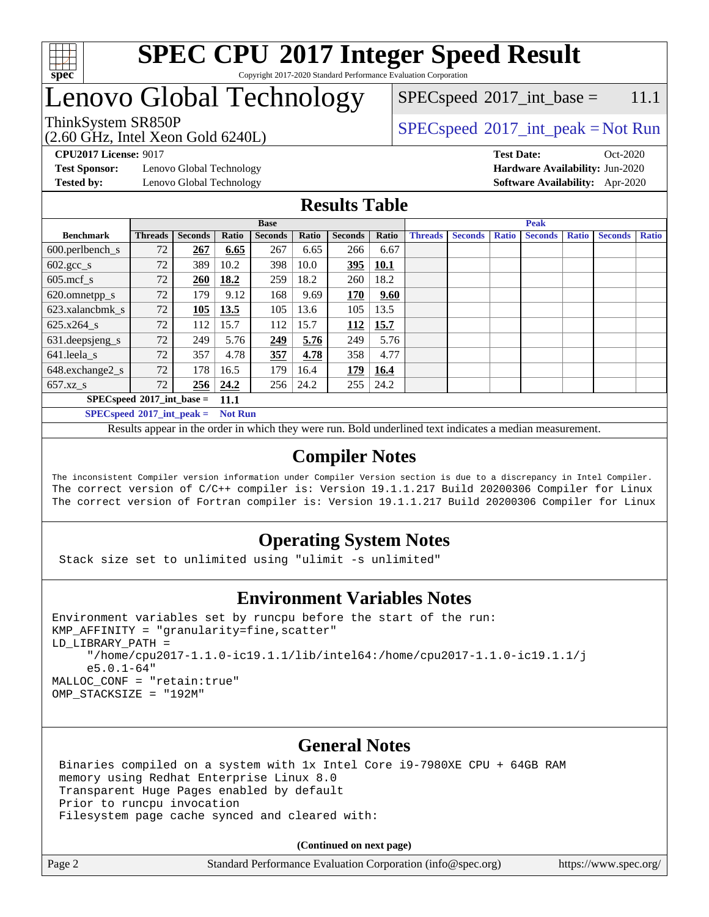# SPEC CPU 2017 Integer Speed Result

Copyright 2017-2020 Standard Performance Evaluation Corporation

# Lenovo Global Technology

ThinkSystem SR850P
(2.60 GHz, Intel Xeon Gold 6240L)

SPECspeed 2017_int_base = 11.1

SPECspeed 2017_int_peak = Not Run

**CPU2017 License:** 9017
**Test Sponsor:** Lenovo Global Technology
**Tested by:** Lenovo Global Technology

**Test Date:** Oct-2020
**Hardware Availability:** Jun-2020
**Software Availability:** Apr-2020

## Results Table

| | Base | | | | | | | Peak | | | | | | |
|---|---|---|---|---|---|---|---|---|---|---|---|---|---|---|
| **Benchmark** | **Threads** | **Seconds** | **Ratio** | **Seconds** | **Ratio** | **Seconds** | **Ratio** | **Threads** | **Seconds** | **Ratio** | **Seconds** | **Ratio** | **Seconds** | **Ratio** |
| 600.perlbench_s | 72 | **267** | **6.65** | 267 | 6.65 | 266 | 6.67 | | | | | | | |
| 602.gcc_s | 72 | 389 | 10.2 | 398 | 10.0 | **395** | **10.1** | | | | | | | |
| 605.mcf_s | 72 | **260** | **18.2** | 259 | 18.2 | 260 | 18.2 | | | | | | | |
| 620.omnetpp_s | 72 | 179 | 9.12 | 168 | 9.69 | **170** | **9.60** | | | | | | | |
| 623.xalancbmk_s | 72 | **105** | **13.5** | 105 | 13.6 | 105 | 13.5 | | | | | | | |
| 625.x264_s | 72 | 112 | 15.7 | 112 | 15.7 | **112** | **15.7** | | | | | | | |
| 631.deepsjeng_s | 72 | 249 | 5.76 | **249** | **5.76** | 249 | 5.76 | | | | | | | |
| 641.leela_s | 72 | 357 | 4.78 | **357** | **4.78** | 358 | 4.77 | | | | | | | |
| 648.exchange2_s | 72 | 178 | 16.5 | 179 | 16.4 | **179** | **16.4** | | | | | | | |
| 657.xz_s | 72 | **256** | **24.2** | 256 | 24.2 | 255 | 24.2 | | | | | | | |

**SPECspeed 2017_int_base = 11.1**

**SPECspeed 2017_int_peak = Not Run**

Results appear in the order in which they were run. Bold underlined text indicates a median measurement.

## Compiler Notes

```
The inconsistent Compiler version information under Compiler Version section is due to a discrepancy in Intel Compiler.
The correct version of C/C++ compiler is: Version 19.1.1.217 Build 20200306 Compiler for Linux
The correct version of Fortran compiler is: Version 19.1.1.217 Build 20200306 Compiler for Linux
```

## Operating System Notes

```
Stack size set to unlimited using "ulimit -s unlimited"
```

## Environment Variables Notes

```
Environment variables set by runcpu before the start of the run:
KMP_AFFINITY = "granularity=fine,scatter"
LD_LIBRARY_PATH =
     "/home/cpu2017-1.1.0-ic19.1.1/lib/intel64:/home/cpu2017-1.1.0-ic19.1.1/j
     e5.0.1-64"
MALLOC_CONF = "retain:true"
OMP_STACKSIZE = "192M"
```

## General Notes

```
Binaries compiled on a system with 1x Intel Core i9-7980XE CPU + 64GB RAM
memory using Redhat Enterprise Linux 8.0
Transparent Huge Pages enabled by default
Prior to runcpu invocation
Filesystem page cache synced and cleared with:
```

**(Continued on next page)**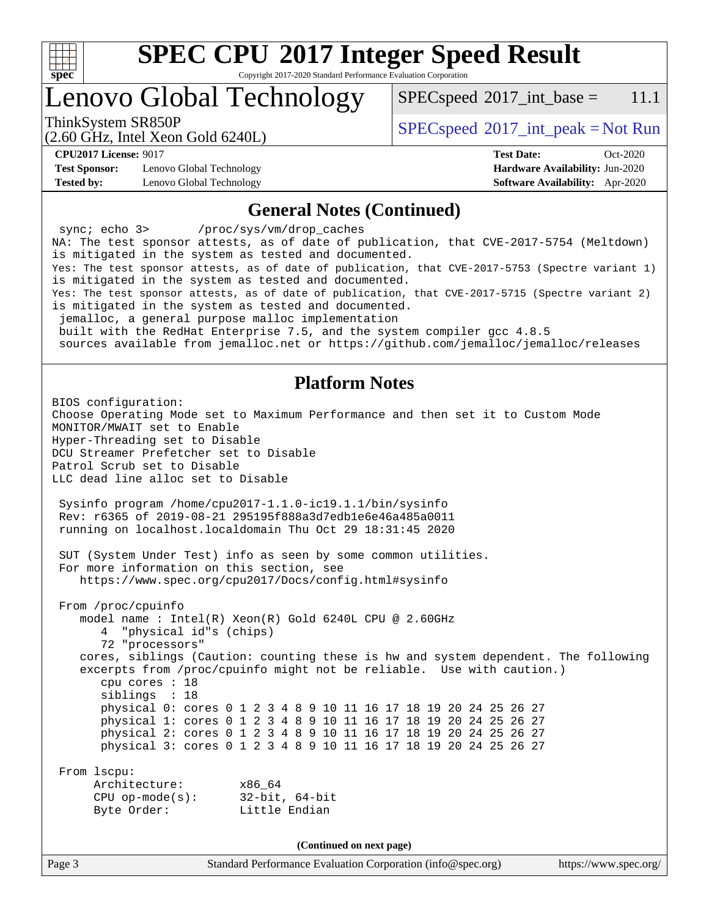# SPEC CPU 2017 Integer Speed Result

Copyright 2017-2020 Standard Performance Evaluation Corporation

## Lenovo Global Technology

ThinkSystem SR850P
(2.60 GHz, Intel Xeon Gold 6240L)

SPECspeed 2017_int_base = 11.1

SPECspeed 2017_int_peak = Not Run

**CPU2017 License:** 9017
**Test Sponsor:** Lenovo Global Technology
**Tested by:** Lenovo Global Technology

**Test Date:** Oct-2020
**Hardware Availability:** Jun-2020
**Software Availability:** Apr-2020

## General Notes (Continued)

```
 sync; echo 3>       /proc/sys/vm/drop_caches
NA: The test sponsor attests, as of date of publication, that CVE-2017-5754 (Meltdown)
is mitigated in the system as tested and documented.
Yes: The test sponsor attests, as of date of publication, that CVE-2017-5753 (Spectre variant 1)
is mitigated in the system as tested and documented.
Yes: The test sponsor attests, as of date of publication, that CVE-2017-5715 (Spectre variant 2)
is mitigated in the system as tested and documented.
 jemalloc, a general purpose malloc implementation
 built with the RedHat Enterprise 7.5, and the system compiler gcc 4.8.5
 sources available from jemalloc.net or https://github.com/jemalloc/jemalloc/releases
```

## Platform Notes

```
BIOS configuration:
Choose Operating Mode set to Maximum Performance and then set it to Custom Mode
MONITOR/MWAIT set to Enable
Hyper-Threading set to Disable
DCU Streamer Prefetcher set to Disable
Patrol Scrub set to Disable
LLC dead line alloc set to Disable

 Sysinfo program /home/cpu2017-1.1.0-ic19.1.1/bin/sysinfo
 Rev: r6365 of 2019-08-21 295195f888a3d7edb1e6e46a485a0011
 running on localhost.localdomain Thu Oct 29 18:31:45 2020

 SUT (System Under Test) info as seen by some common utilities.
 For more information on this section, see
    https://www.spec.org/cpu2017/Docs/config.html#sysinfo

 From /proc/cpuinfo
    model name : Intel(R) Xeon(R) Gold 6240L CPU @ 2.60GHz
       4  "physical id"s (chips)
       72 "processors"
    cores, siblings (Caution: counting these is hw and system dependent. The following
    excerpts from /proc/cpuinfo might not be reliable.  Use with caution.)
       cpu cores : 18
       siblings  : 18
       physical 0: cores 0 1 2 3 4 8 9 10 11 16 17 18 19 20 24 25 26 27
       physical 1: cores 0 1 2 3 4 8 9 10 11 16 17 18 19 20 24 25 26 27
       physical 2: cores 0 1 2 3 4 8 9 10 11 16 17 18 19 20 24 25 26 27
       physical 3: cores 0 1 2 3 4 8 9 10 11 16 17 18 19 20 24 25 26 27

 From lscpu:
      Architecture:        x86_64
      CPU op-mode(s):      32-bit, 64-bit
      Byte Order:          Little Endian
```

**(Continued on next page)**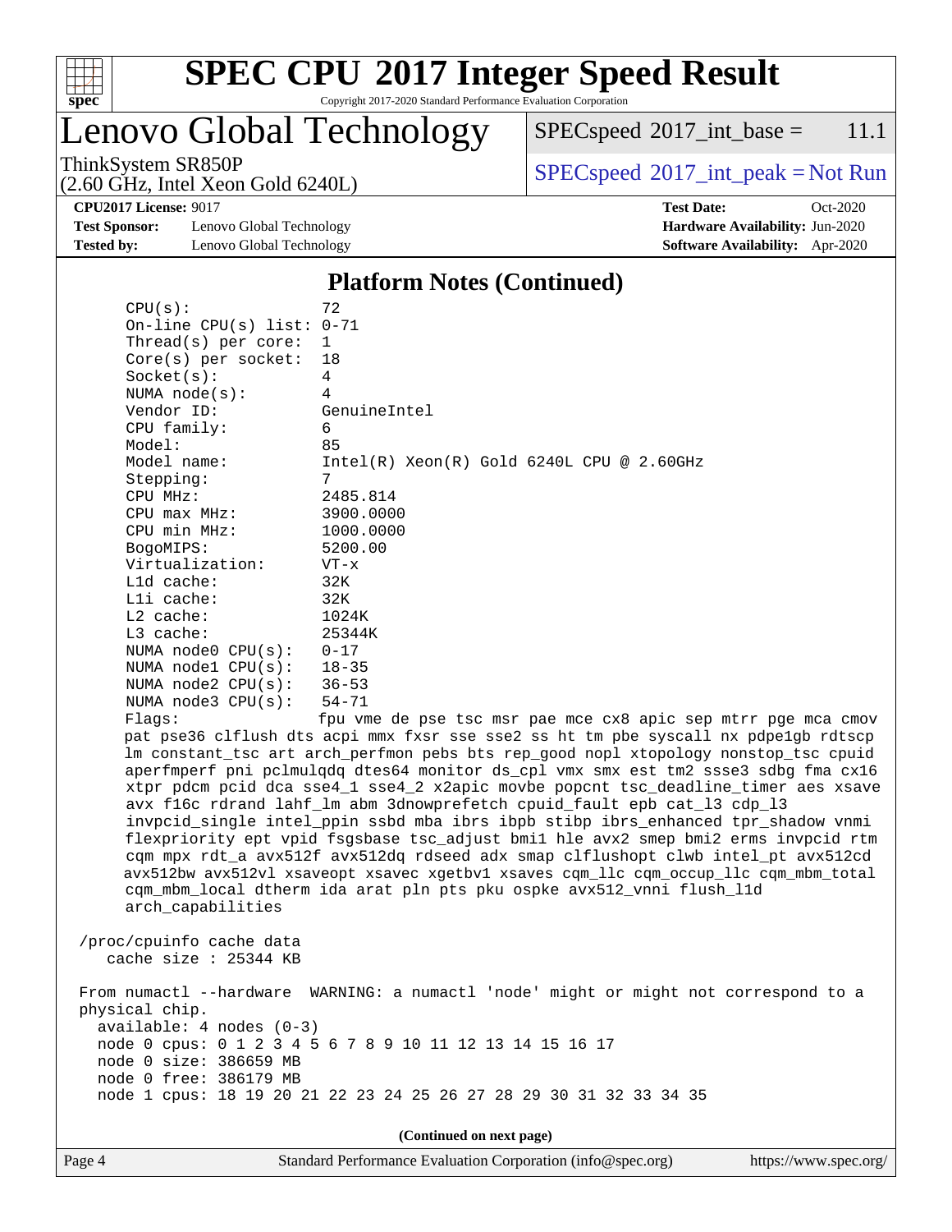# SPEC CPU 2017 Integer Speed Result

Copyright 2017-2020 Standard Performance Evaluation Corporation

## Lenovo Global Technology

ThinkSystem SR850P
(2.60 GHz, Intel Xeon Gold 6240L)

SPECspeed 2017_int_base = 11.1

SPECspeed 2017_int_peak = Not Run

**CPU2017 License:** 9017
**Test Sponsor:** Lenovo Global Technology
**Tested by:** Lenovo Global Technology

**Test Date:** Oct-2020
**Hardware Availability:** Jun-2020
**Software Availability:** Apr-2020

### Platform Notes (Continued)

```
     CPU(s):                72
     On-line CPU(s) list:   0-71
     Thread(s) per core:    1
     Core(s) per socket:    18
     Socket(s):             4
     NUMA node(s):          4
     Vendor ID:             GenuineIntel
     CPU family:            6
     Model:                 85
     Model name:            Intel(R) Xeon(R) Gold 6240L CPU @ 2.60GHz
     Stepping:              7
     CPU MHz:               2485.814
     CPU max MHz:           3900.0000
     CPU min MHz:           1000.0000
     BogoMIPS:              5200.00
     Virtualization:        VT-x
     L1d cache:             32K
     L1i cache:             32K
     L2 cache:              1024K
     L3 cache:              25344K
     NUMA node0 CPU(s):     0-17
     NUMA node1 CPU(s):     18-35
     NUMA node2 CPU(s):     36-53
     NUMA node3 CPU(s):     54-71
     Flags:                 fpu vme de pse tsc msr pae mce cx8 apic sep mtrr pge mca cmov
     pat pse36 clflush dts acpi mmx fxsr sse sse2 ss ht tm pbe syscall nx pdpe1gb rdtscp
     lm constant_tsc art arch_perfmon pebs bts rep_good nopl xtopology nonstop_tsc cpuid
     aperfmperf pni pclmulqdq dtes64 monitor ds_cpl vmx smx est tm2 ssse3 sdbg fma cx16
     xtpr pdcm pcid dca sse4_1 sse4_2 x2apic movbe popcnt tsc_deadline_timer aes xsave
     avx f16c rdrand lahf_lm abm 3dnowprefetch cpuid_fault epb cat_l3 cdp_l3
     invpcid_single intel_ppin ssbd mba ibrs ibpb stibp ibrs_enhanced tpr_shadow vnmi
     flexpriority ept vpid fsgsbase tsc_adjust bmi1 hle avx2 smep bmi2 erms invpcid rtm
     cqm mpx rdt_a avx512f avx512dq rdseed adx smap clflushopt clwb intel_pt avx512cd
     avx512bw avx512vl xsaveopt xsavec xgetbv1 xsaves cqm_llc cqm_occup_llc cqm_mbm_total
     cqm_mbm_local dtherm ida arat pln pts pku ospke avx512_vnni flush_l1d
     arch_capabilities

 /proc/cpuinfo cache data
    cache size : 25344 KB

 From numactl --hardware  WARNING: a numactl 'node' might or might not correspond to a
 physical chip.
   available: 4 nodes (0-3)
   node 0 cpus: 0 1 2 3 4 5 6 7 8 9 10 11 12 13 14 15 16 17
   node 0 size: 386659 MB
   node 0 free: 386179 MB
   node 1 cpus: 18 19 20 21 22 23 24 25 26 27 28 29 30 31 32 33 34 35
```

(Continued on next page)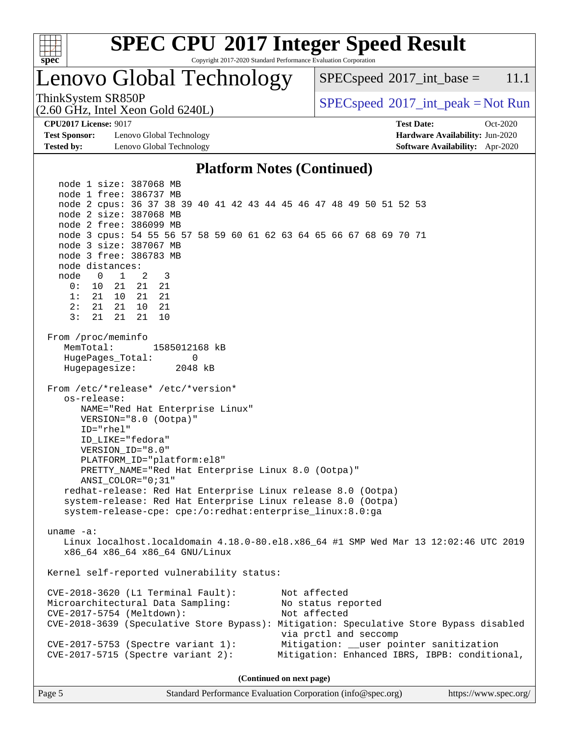## Platform Notes (Continued)

```
    node 1 size: 387068 MB
    node 1 free: 386737 MB
    node 2 cpus: 36 37 38 39 40 41 42 43 44 45 46 47 48 49 50 51 52 53
    node 2 size: 387068 MB
    node 2 free: 386099 MB
    node 3 cpus: 54 55 56 57 58 59 60 61 62 63 64 65 66 67 68 69 70 71
    node 3 size: 387067 MB
    node 3 free: 386783 MB
    node distances:
    node   0   1   2   3
      0:  10  21  21  21
      1:  21  10  21  21
      2:  21  21  10  21
      3:  21  21  21  10

 From /proc/meminfo
    MemTotal:       1585012168 kB
    HugePages_Total:       0
    Hugepagesize:       2048 kB

 From /etc/*release* /etc/*version*
    os-release:
       NAME="Red Hat Enterprise Linux"
       VERSION="8.0 (Ootpa)"
       ID="rhel"
       ID_LIKE="fedora"
       VERSION_ID="8.0"
       PLATFORM_ID="platform:el8"
       PRETTY_NAME="Red Hat Enterprise Linux 8.0 (Ootpa)"
       ANSI_COLOR="0;31"
    redhat-release: Red Hat Enterprise Linux release 8.0 (Ootpa)
    system-release: Red Hat Enterprise Linux release 8.0 (Ootpa)
    system-release-cpe: cpe:/o:redhat:enterprise_linux:8.0:ga

 uname -a:
    Linux localhost.localdomain 4.18.0-80.el8.x86_64 #1 SMP Wed Mar 13 12:02:46 UTC 2019
    x86_64 x86_64 x86_64 GNU/Linux

 Kernel self-reported vulnerability status:

 CVE-2018-3620 (L1 Terminal Fault):         Not affected
 Microarchitectural Data Sampling:          No status reported
 CVE-2017-5754 (Meltdown):                  Not affected
 CVE-2018-3639 (Speculative Store Bypass): Mitigation: Speculative Store Bypass disabled
                                             via prctl and seccomp
 CVE-2017-5753 (Spectre variant 1):         Mitigation: __user pointer sanitization
 CVE-2017-5715 (Spectre variant 2):        Mitigation: Enhanced IBRS, IBPB: conditional,
```

**(Continued on next page)**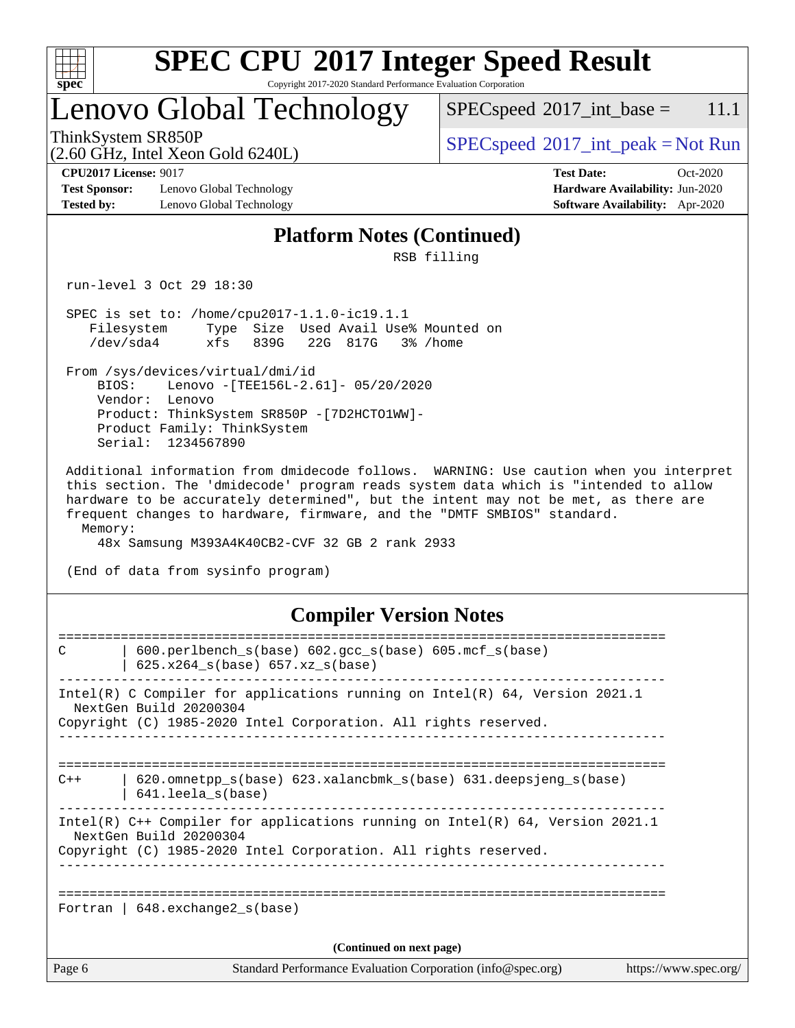# SPEC CPU 2017 Integer Speed Result

Copyright 2017-2020 Standard Performance Evaluation Corporation

# Lenovo Global Technology

ThinkSystem SR850P
(2.60 GHz, Intel Xeon Gold 6240L)

SPECspeed 2017_int_base = 11.1

SPECspeed 2017_int_peak = Not Run

**CPU2017 License:** 9017
**Test Sponsor:** Lenovo Global Technology
**Tested by:** Lenovo Global Technology

**Test Date:** Oct-2020
**Hardware Availability:** Jun-2020
**Software Availability:** Apr-2020

## Platform Notes (Continued)

```
                                    RSB filling

 run-level 3 Oct 29 18:30

 SPEC is set to: /home/cpu2017-1.1.0-ic19.1.1
    Filesystem     Type  Size  Used Avail Use% Mounted on
    /dev/sda4      xfs   839G   22G  817G   3% /home

 From /sys/devices/virtual/dmi/id
     BIOS:    Lenovo -[TEE156L-2.61]- 05/20/2020
     Vendor:  Lenovo
     Product: ThinkSystem SR850P -[7D2HCTO1WW]-
     Product Family: ThinkSystem
     Serial:  1234567890

 Additional information from dmidecode follows.  WARNING: Use caution when you interpret
 this section. The 'dmidecode' program reads system data which is "intended to allow
 hardware to be accurately determined", but the intent may not be met, as there are
 frequent changes to hardware, firmware, and the "DMTF SMBIOS" standard.
   Memory:
     48x Samsung M393A4K40CB2-CVF 32 GB 2 rank 2933

 (End of data from sysinfo program)
```

## Compiler Version Notes

```
==============================================================================
C       | 600.perlbench_s(base) 602.gcc_s(base) 605.mcf_s(base)
        | 625.x264_s(base) 657.xz_s(base)
------------------------------------------------------------------------------
Intel(R) C Compiler for applications running on Intel(R) 64, Version 2021.1
  NextGen Build 20200304
Copyright (C) 1985-2020 Intel Corporation. All rights reserved.
------------------------------------------------------------------------------

==============================================================================
C++     | 620.omnetpp_s(base) 623.xalancbmk_s(base) 631.deepsjeng_s(base)
        | 641.leela_s(base)
------------------------------------------------------------------------------
Intel(R) C++ Compiler for applications running on Intel(R) 64, Version 2021.1
  NextGen Build 20200304
Copyright (C) 1985-2020 Intel Corporation. All rights reserved.
------------------------------------------------------------------------------

==============================================================================
Fortran | 648.exchange2_s(base)
```

(Continued on next page)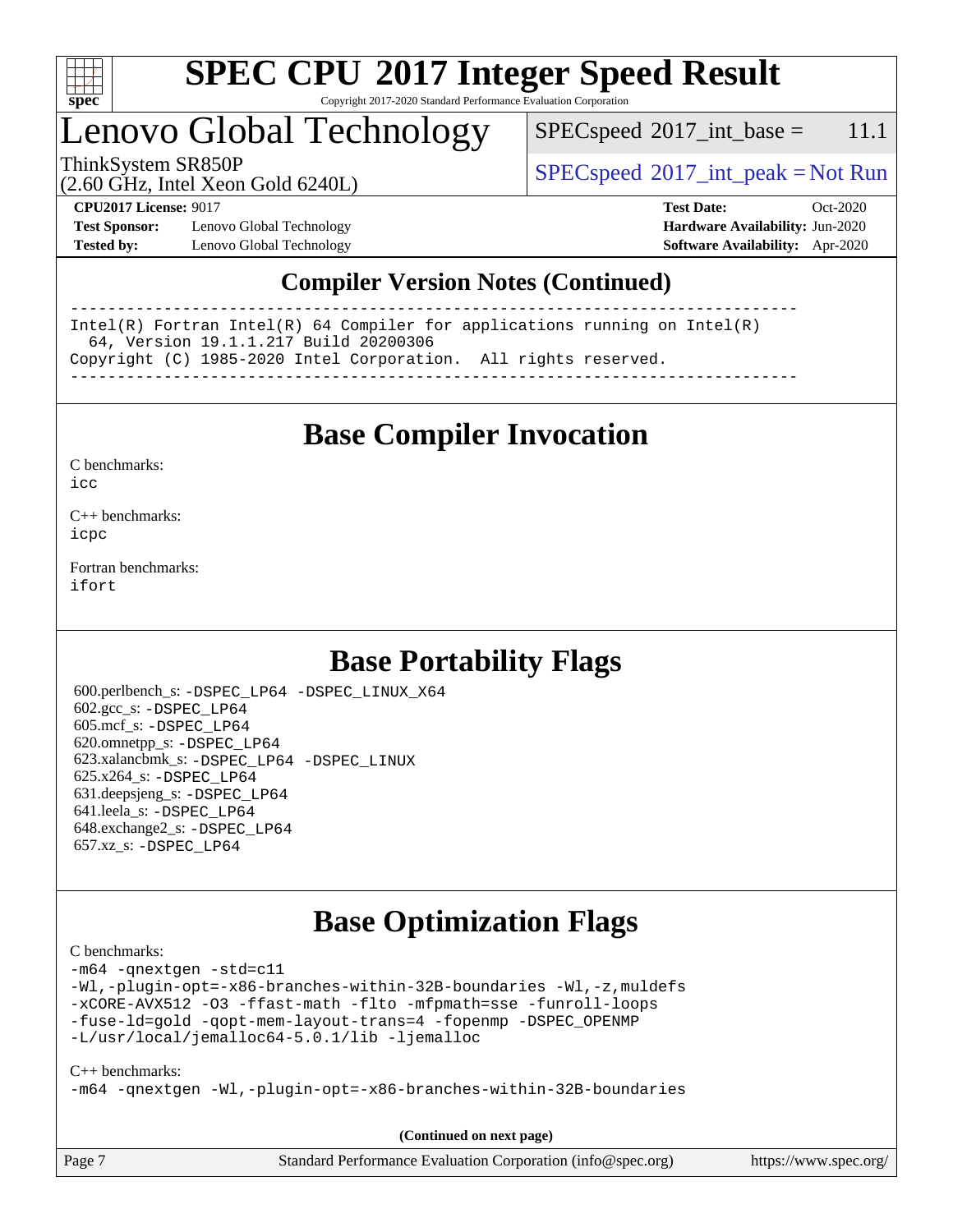## Compiler Version Notes (Continued)

```
------------------------------------------------------------------------------
Intel(R) Fortran Intel(R) 64 Compiler for applications running on Intel(R)
  64, Version 19.1.1.217 Build 20200306
Copyright (C) 1985-2020 Intel Corporation.  All rights reserved.
------------------------------------------------------------------------------
```

## Base Compiler Invocation

C benchmarks:
icc

C++ benchmarks:
icpc

Fortran benchmarks:
ifort

## Base Portability Flags

600.perlbench_s: -DSPEC_LP64 -DSPEC_LINUX_X64
602.gcc_s: -DSPEC_LP64
605.mcf_s: -DSPEC_LP64
620.omnetpp_s: -DSPEC_LP64
623.xalancbmk_s: -DSPEC_LP64 -DSPEC_LINUX
625.x264_s: -DSPEC_LP64
631.deepsjeng_s: -DSPEC_LP64
641.leela_s: -DSPEC_LP64
648.exchange2_s: -DSPEC_LP64
657.xz_s: -DSPEC_LP64

## Base Optimization Flags

C benchmarks:
```
-m64 -qnextgen -std=c11
-Wl,-plugin-opt=-x86-branches-within-32B-boundaries -Wl,-z,muldefs
-xCORE-AVX512 -O3 -ffast-math -flto -mfpmath=sse -funroll-loops
-fuse-ld=gold -qopt-mem-layout-trans=4 -fopenmp -DSPEC_OPENMP
-L/usr/local/jemalloc64-5.0.1/lib -ljemalloc
```

C++ benchmarks:
```
-m64 -qnextgen -Wl,-plugin-opt=-x86-branches-within-32B-boundaries
```

**(Continued on next page)**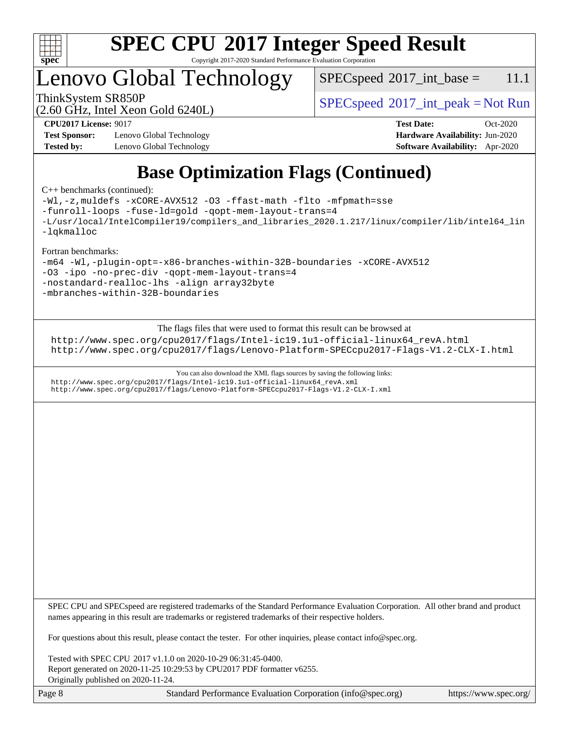# SPEC CPU 2017 Integer Speed Result

Copyright 2017-2020 Standard Performance Evaluation Corporation

## Lenovo Global Technology

ThinkSystem SR850P
(2.60 GHz, Intel Xeon Gold 6240L)

SPECspeed 2017_int_base = 11.1

SPECspeed 2017_int_peak = Not Run

**CPU2017 License:** 9017
**Test Sponsor:** Lenovo Global Technology
**Tested by:** Lenovo Global Technology

**Test Date:** Oct-2020
**Hardware Availability:** Jun-2020
**Software Availability:** Apr-2020

# Base Optimization Flags (Continued)

C++ benchmarks (continued):

```
-Wl,-z,muldefs -xCORE-AVX512 -O3 -ffast-math -flto -mfpmath=sse
-funroll-loops -fuse-ld=gold -qopt-mem-layout-trans=4
-L/usr/local/IntelCompiler19/compilers_and_libraries_2020.1.217/linux/compiler/lib/intel64_lin
-lqkmalloc
```

Fortran benchmarks:

```
-m64 -Wl,-plugin-opt=-x86-branches-within-32B-boundaries -xCORE-AVX512
-O3 -ipo -no-prec-div -qopt-mem-layout-trans=4
-nostandard-realloc-lhs -align array32byte
-mbranches-within-32B-boundaries
```

The flags files that were used to format this result can be browsed at

http://www.spec.org/cpu2017/flags/Intel-ic19.1u1-official-linux64_revA.html
http://www.spec.org/cpu2017/flags/Lenovo-Platform-SPECcpu2017-Flags-V1.2-CLX-I.html

You can also download the XML flags sources by saving the following links:

http://www.spec.org/cpu2017/flags/Intel-ic19.1u1-official-linux64_revA.xml
http://www.spec.org/cpu2017/flags/Lenovo-Platform-SPECcpu2017-Flags-V1.2-CLX-I.xml

SPEC CPU and SPECspeed are registered trademarks of the Standard Performance Evaluation Corporation. All other brand and product names appearing in this result are trademarks or registered trademarks of their respective holders.

For questions about this result, please contact the tester. For other inquiries, please contact info@spec.org.

Tested with SPEC CPU 2017 v1.1.0 on 2020-10-29 06:31:45-0400.
Report generated on 2020-11-25 10:29:53 by CPU2017 PDF formatter v6255.
Originally published on 2020-11-24.